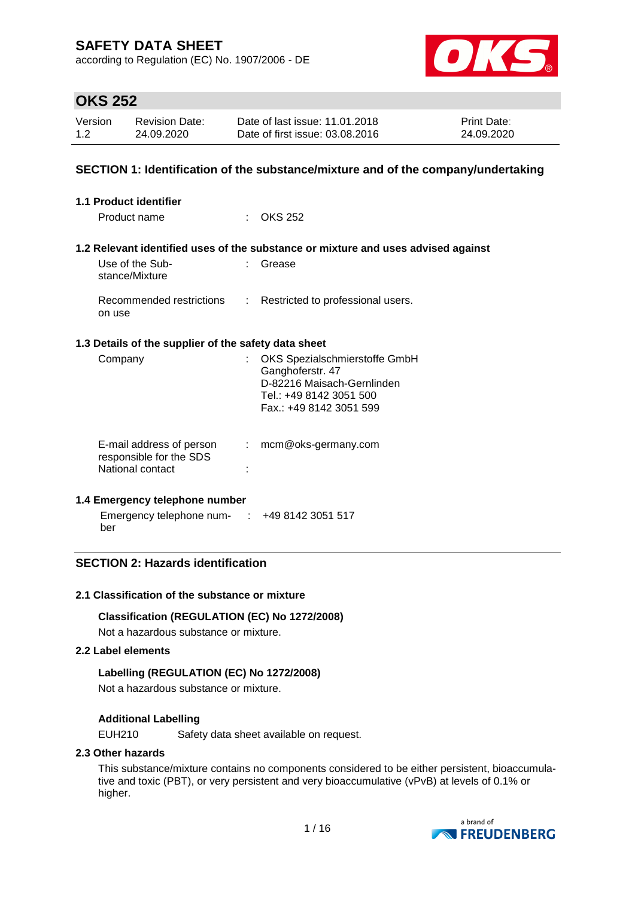# SAFETY DATA SHEET

according to Regulation (EC) No. 1907/2006 - DE

## OKS 252

| Version | Revision Date: | Date of last issue: 11.01.2018 | Print Date: |
| --- | --- | --- | --- |
| 1.2 | 24.09.2020 | Date of first issue: 03.08.2016 | 24.09.2020 |

## SECTION 1: Identification of the substance/mixture and of the company/undertaking

### 1.1 Product identifier

Product name : OKS 252

### 1.2 Relevant identified uses of the substance or mixture and uses advised against

Use of the Substance/Mixture : Grease

Recommended restrictions on use : Restricted to professional users.

### 1.3 Details of the supplier of the safety data sheet

Company : OKS Spezialschmierstoffe GmbH
Ganghoferstr. 47
D-82216 Maisach-Gernlinden
Tel.: +49 8142 3051 500
Fax.: +49 8142 3051 599

E-mail address of person responsible for the SDS : mcm@oks-germany.com

National contact :

### 1.4 Emergency telephone number

Emergency telephone number : +49 8142 3051 517

## SECTION 2: Hazards identification

### 2.1 Classification of the substance or mixture

**Classification (REGULATION (EC) No 1272/2008)**

Not a hazardous substance or mixture.

### 2.2 Label elements

**Labelling (REGULATION (EC) No 1272/2008)**

Not a hazardous substance or mixture.

**Additional Labelling**

EUH210 Safety data sheet available on request.

### 2.3 Other hazards

This substance/mixture contains no components considered to be either persistent, bioaccumulative and toxic (PBT), or very persistent and very bioaccumulative (vPvB) at levels of 0.1% or higher.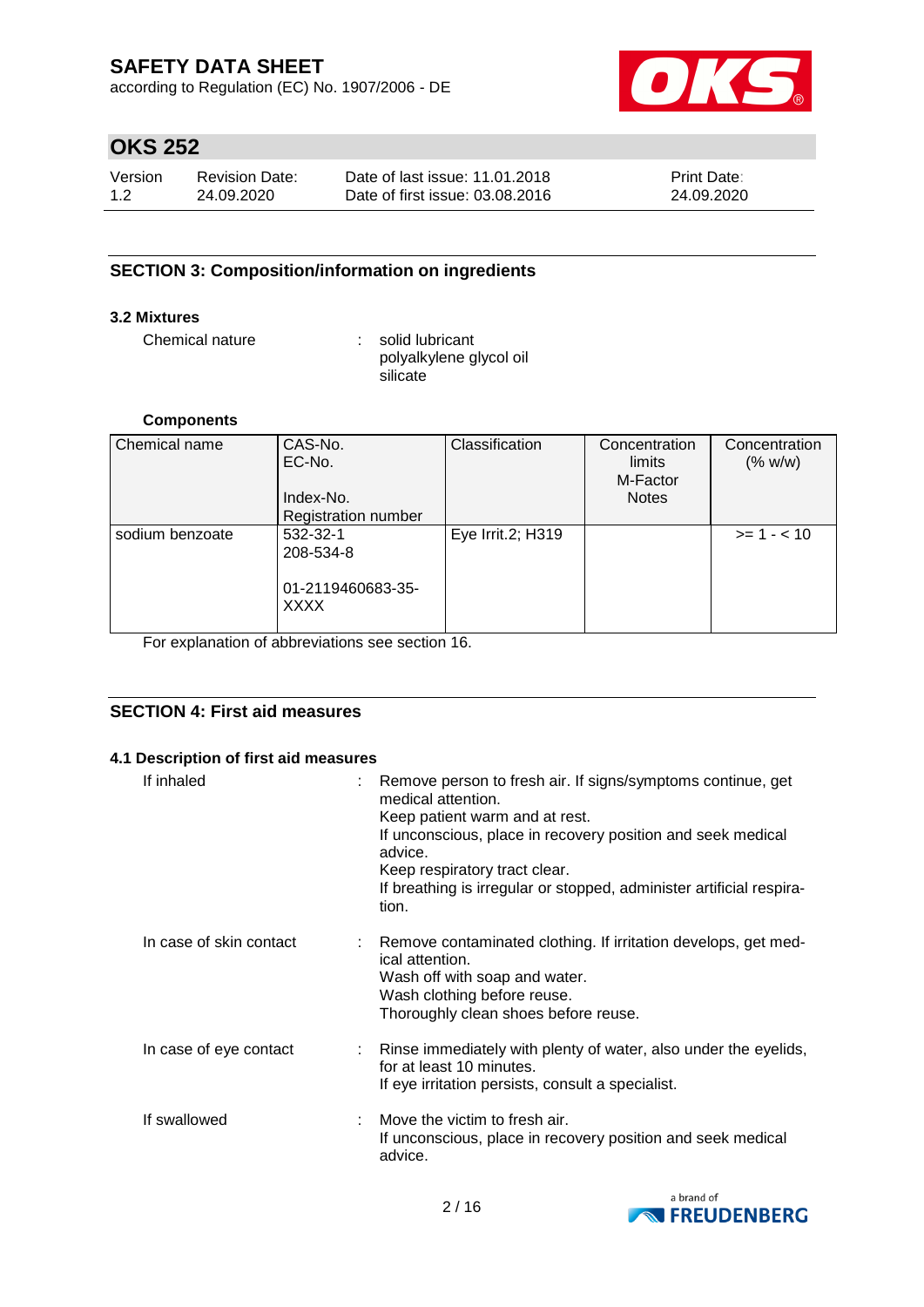## SECTION 3: Composition/information on ingredients

### 3.2 Mixtures

Chemical nature : solid lubricant
polyalkylene glycol oil
silicate

**Components**

| Chemical name | CAS-No.<br>EC-No.<br><br>Index-No.<br>Registration number | Classification | Concentration limits<br>M-Factor<br>Notes | Concentration (% w/w) |
|---|---|---|---|---|
| sodium benzoate | 532-32-1<br>208-534-8<br><br>01-2119460683-35-XXXX | Eye Irrit.2; H319 | | >= 1 - < 10 |

For explanation of abbreviations see section 16.

## SECTION 4: First aid measures

### 4.1 Description of first aid measures

If inhaled : Remove person to fresh air. If signs/symptoms continue, get medical attention.
Keep patient warm and at rest.
If unconscious, place in recovery position and seek medical advice.
Keep respiratory tract clear.
If breathing is irregular or stopped, administer artificial respiration.

In case of skin contact : Remove contaminated clothing. If irritation develops, get medical attention.
Wash off with soap and water.
Wash clothing before reuse.
Thoroughly clean shoes before reuse.

In case of eye contact : Rinse immediately with plenty of water, also under the eyelids, for at least 10 minutes.
If eye irritation persists, consult a specialist.

If swallowed : Move the victim to fresh air.
If unconscious, place in recovery position and seek medical advice.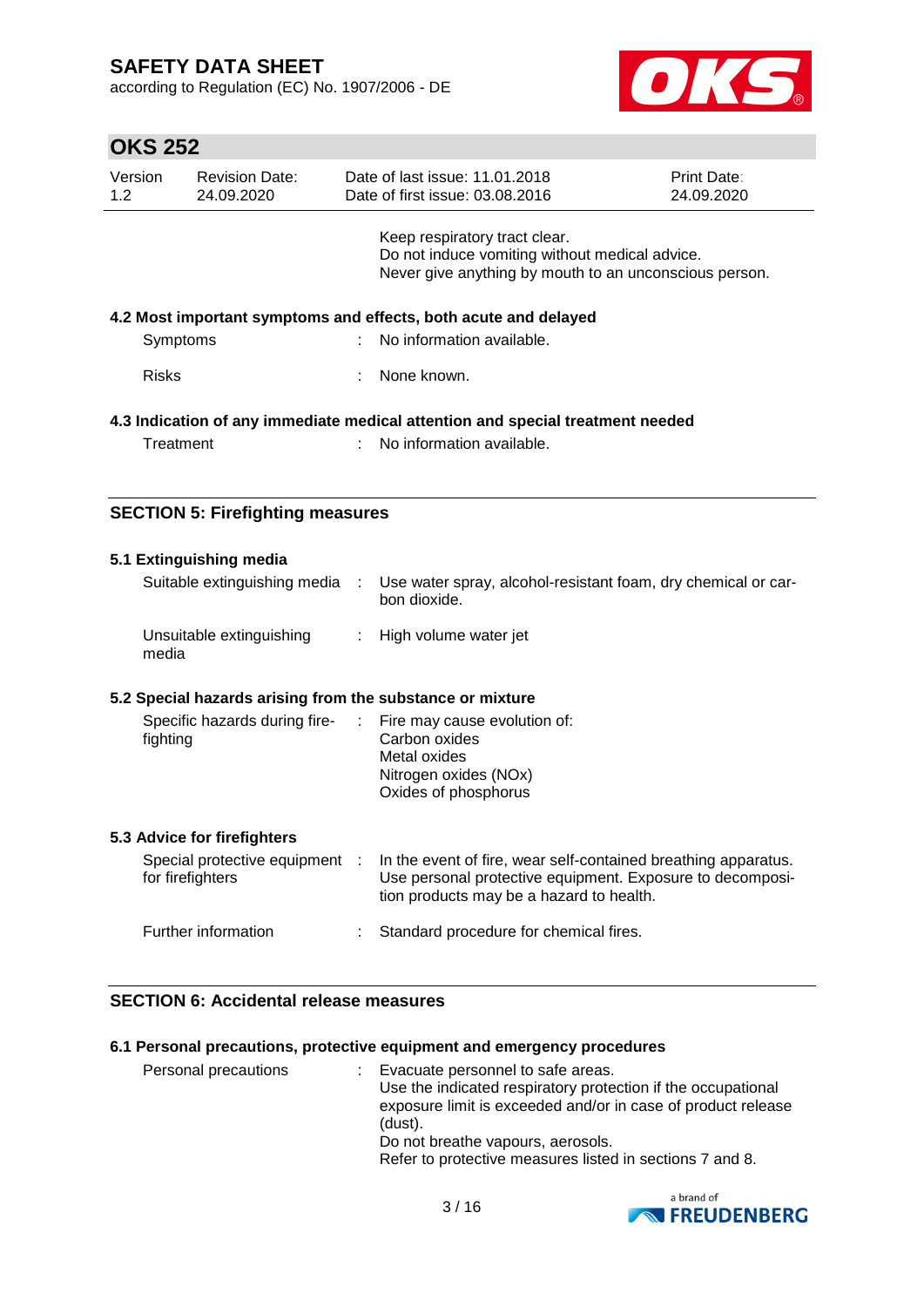Keep respiratory tract clear.
Do not induce vomiting without medical advice.
Never give anything by mouth to an unconscious person.

### 4.2 Most important symptoms and effects, both acute and delayed

| | | |
|---|---|---|
| Symptoms | : | No information available. |
| Risks | : | None known. |

### 4.3 Indication of any immediate medical attention and special treatment needed

| | | |
|---|---|---|
| Treatment | : | No information available. |

## SECTION 5: Firefighting measures

### 5.1 Extinguishing media

| | | |
|---|---|---|
| Suitable extinguishing media | : | Use water spray, alcohol-resistant foam, dry chemical or carbon dioxide. |
| Unsuitable extinguishing media | : | High volume water jet |

### 5.2 Special hazards arising from the substance or mixture

| | | |
|---|---|---|
| Specific hazards during firefighting | : | Fire may cause evolution of:<br>Carbon oxides<br>Metal oxides<br>Nitrogen oxides (NOx)<br>Oxides of phosphorus |

### 5.3 Advice for firefighters

| | | |
|---|---|---|
| Special protective equipment for firefighters | : | In the event of fire, wear self-contained breathing apparatus.<br>Use personal protective equipment. Exposure to decomposition products may be a hazard to health. |
| Further information | : | Standard procedure for chemical fires. |

## SECTION 6: Accidental release measures

### 6.1 Personal precautions, protective equipment and emergency procedures

| | | |
|---|---|---|
| Personal precautions | : | Evacuate personnel to safe areas.<br>Use the indicated respiratory protection if the occupational exposure limit is exceeded and/or in case of product release (dust).<br>Do not breathe vapours, aerosols.<br>Refer to protective measures listed in sections 7 and 8. |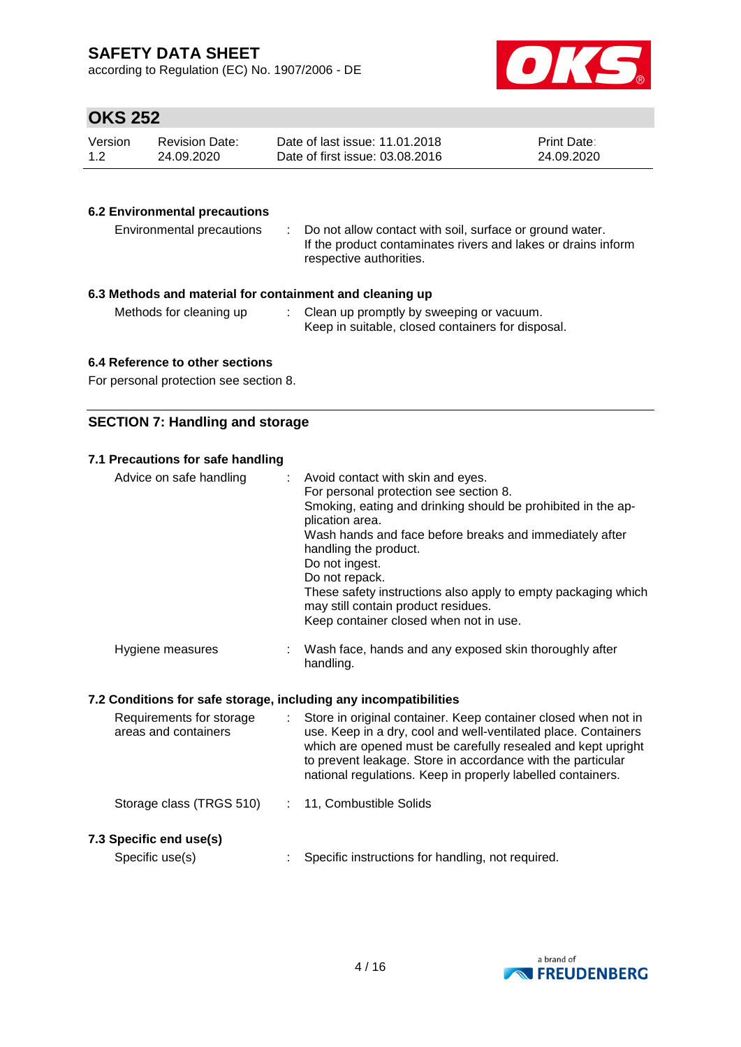### 6.2 Environmental precautions

| | |
|---|---|
| Environmental precautions | Do not allow contact with soil, surface or ground water. If the product contaminates rivers and lakes or drains inform respective authorities. |

### 6.3 Methods and material for containment and cleaning up

| | |
|---|---|
| Methods for cleaning up | Clean up promptly by sweeping or vacuum. Keep in suitable, closed containers for disposal. |

### 6.4 Reference to other sections

For personal protection see section 8.

## SECTION 7: Handling and storage

### 7.1 Precautions for safe handling

| | |
|---|---|
| Advice on safe handling | Avoid contact with skin and eyes.<br>For personal protection see section 8.<br>Smoking, eating and drinking should be prohibited in the application area.<br>Wash hands and face before breaks and immediately after handling the product.<br>Do not ingest.<br>Do not repack.<br>These safety instructions also apply to empty packaging which may still contain product residues.<br>Keep container closed when not in use. |
| Hygiene measures | Wash face, hands and any exposed skin thoroughly after handling. |

### 7.2 Conditions for safe storage, including any incompatibilities

| | |
|---|---|
| Requirements for storage areas and containers | Store in original container. Keep container closed when not in use. Keep in a dry, cool and well-ventilated place. Containers which are opened must be carefully resealed and kept upright to prevent leakage. Store in accordance with the particular national regulations. Keep in properly labelled containers. |
| Storage class (TRGS 510) | 11, Combustible Solids |

### 7.3 Specific end use(s)

| | |
|---|---|
| Specific use(s) | Specific instructions for handling, not required. |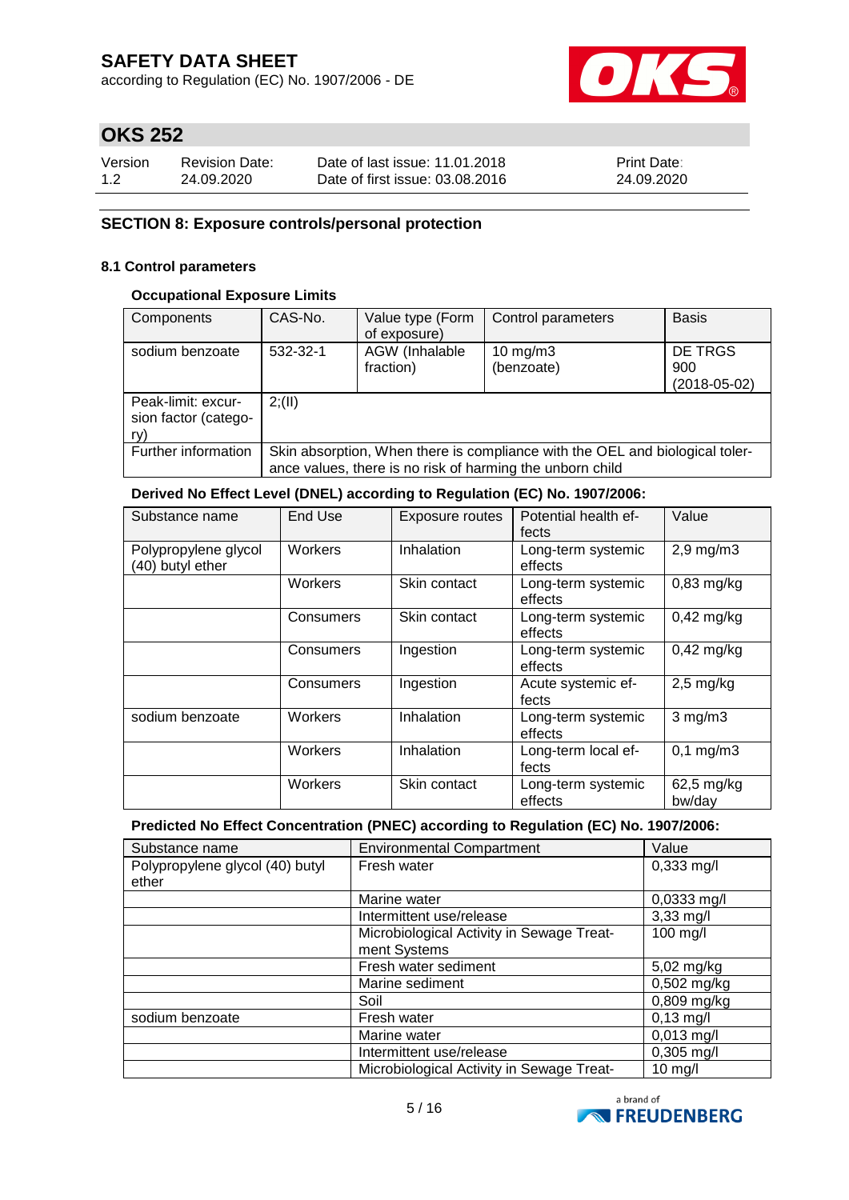## SECTION 8: Exposure controls/personal protection

### 8.1 Control parameters

#### Occupational Exposure Limits

| Components | CAS-No. | Value type (Form of exposure) | Control parameters | Basis |
|---|---|---|---|---|
| sodium benzoate | 532-32-1 | AGW (Inhalable fraction) | 10 mg/m3 (benzoate) | DE TRGS 900 (2018-05-02) |
| Peak-limit: excursion factor (category) | 2;(II) | | | |
| Further information | Skin absorption, When there is compliance with the OEL and biological tolerance values, there is no risk of harming the unborn child | | | |

#### Derived No Effect Level (DNEL) according to Regulation (EC) No. 1907/2006:

| Substance name | End Use | Exposure routes | Potential health effects | Value |
|---|---|---|---|---|
| Polypropylene glycol (40) butyl ether | Workers | Inhalation | Long-term systemic effects | 2,9 mg/m3 |
| | Workers | Skin contact | Long-term systemic effects | 0,83 mg/kg |
| | Consumers | Skin contact | Long-term systemic effects | 0,42 mg/kg |
| | Consumers | Ingestion | Long-term systemic effects | 0,42 mg/kg |
| | Consumers | Ingestion | Acute systemic effects | 2,5 mg/kg |
| sodium benzoate | Workers | Inhalation | Long-term systemic effects | 3 mg/m3 |
| | Workers | Inhalation | Long-term local effects | 0,1 mg/m3 |
| | Workers | Skin contact | Long-term systemic effects | 62,5 mg/kg bw/day |

#### Predicted No Effect Concentration (PNEC) according to Regulation (EC) No. 1907/2006:

| Substance name | Environmental Compartment | Value |
|---|---|---|
| Polypropylene glycol (40) butyl ether | Fresh water | 0,333 mg/l |
| | Marine water | 0,0333 mg/l |
| | Intermittent use/release | 3,33 mg/l |
| | Microbiological Activity in Sewage Treatment Systems | 100 mg/l |
| | Fresh water sediment | 5,02 mg/kg |
| | Marine sediment | 0,502 mg/kg |
| | Soil | 0,809 mg/kg |
| sodium benzoate | Fresh water | 0,13 mg/l |
| | Marine water | 0,013 mg/l |
| | Intermittent use/release | 0,305 mg/l |
| | Microbiological Activity in Sewage Treat- | 10 mg/l |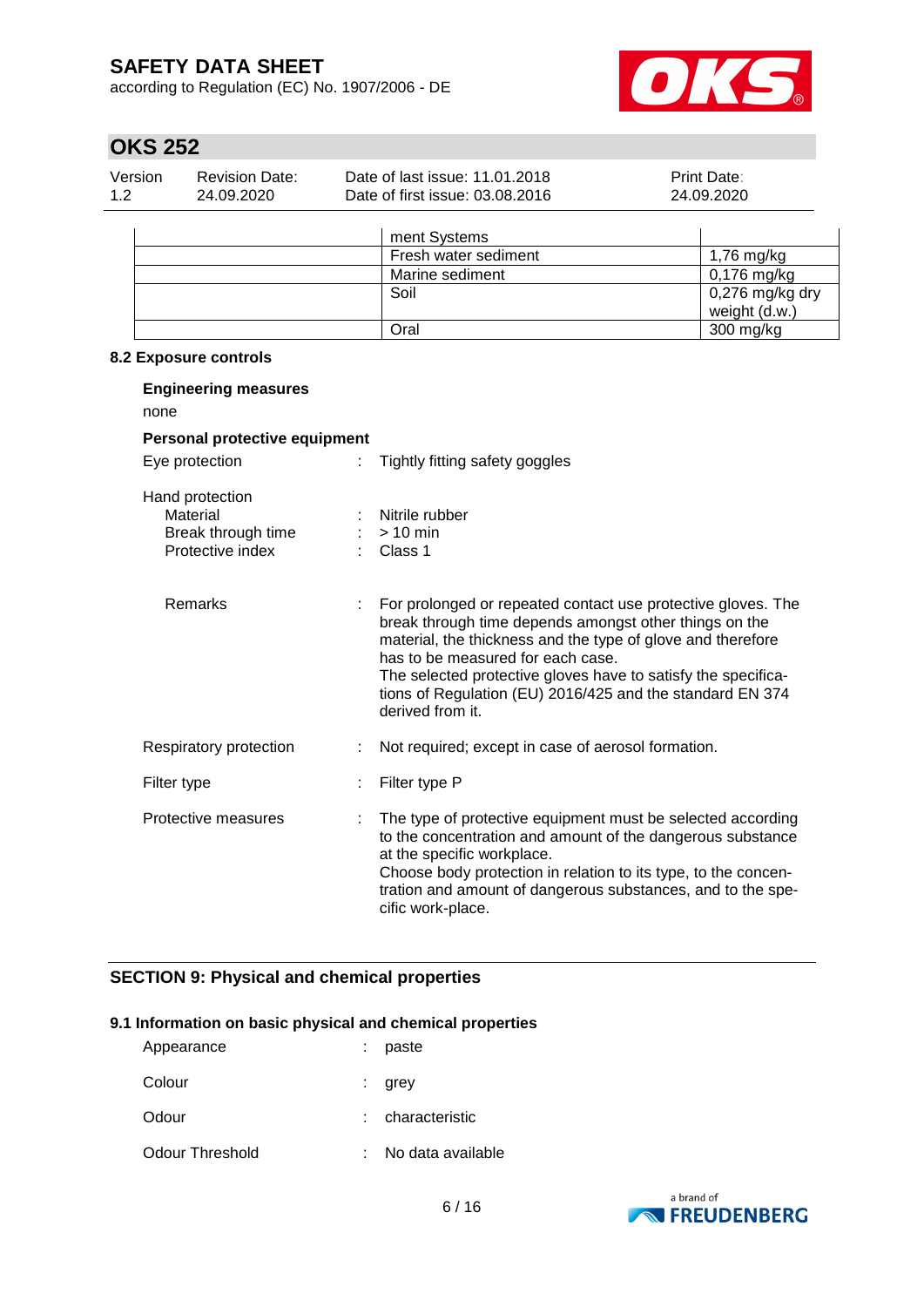| | ment Systems | |
|---|---|---|
| | Fresh water sediment | 1,76 mg/kg |
| | Marine sediment | 0,176 mg/kg |
| | Soil | 0,276 mg/kg dry weight (d.w.) |
| | Oral | 300 mg/kg |

### 8.2 Exposure controls

**Engineering measures**

none

**Personal protective equipment**

Eye protection : Tightly fitting safety goggles

Hand protection

- Material : Nitrile rubber
- Break through time : > 10 min
- Protective index : Class 1

Remarks : For prolonged or repeated contact use protective gloves. The break through time depends amongst other things on the material, the thickness and the type of glove and therefore has to be measured for each case.
The selected protective gloves have to satisfy the specifications of Regulation (EU) 2016/425 and the standard EN 374 derived from it.

Respiratory protection : Not required; except in case of aerosol formation.

Filter type : Filter type P

Protective measures : The type of protective equipment must be selected according to the concentration and amount of the dangerous substance at the specific workplace.
Choose body protection in relation to its type, to the concentration and amount of dangerous substances, and to the specific work-place.

## SECTION 9: Physical and chemical properties

### 9.1 Information on basic physical and chemical properties

Appearance : paste

Colour : grey

Odour : characteristic

Odour Threshold : No data available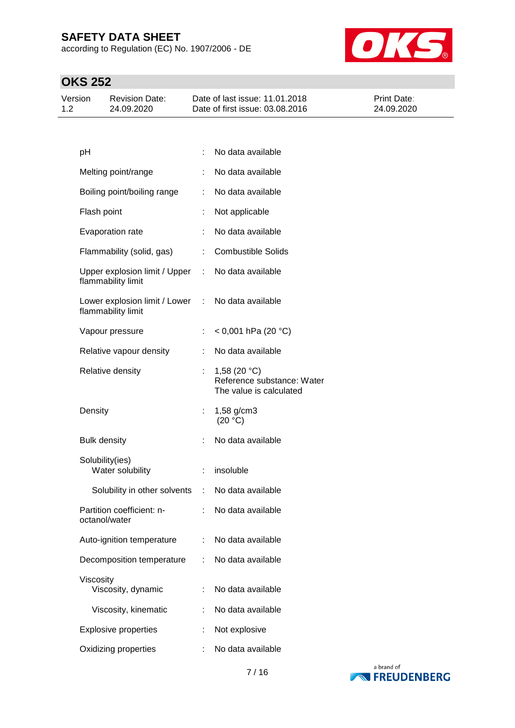| Property | | Value |
|---|---|---|
| pH | : | No data available |
| Melting point/range | : | No data available |
| Boiling point/boiling range | : | No data available |
| Flash point | : | Not applicable |
| Evaporation rate | : | No data available |
| Flammability (solid, gas) | : | Combustible Solids |
| Upper explosion limit / Upper flammability limit | : | No data available |
| Lower explosion limit / Lower flammability limit | : | No data available |
| Vapour pressure | : | < 0,001 hPa (20 °C) |
| Relative vapour density | : | No data available |
| Relative density | : | 1,58 (20 °C)<br>Reference substance: Water<br>The value is calculated |
| Density | : | 1,58 g/cm3<br>(20 °C) |
| Bulk density | : | No data available |
| Solubility(ies) | | |
| Water solubility | : | insoluble |
| Solubility in other solvents | : | No data available |
| Partition coefficient: n-octanol/water | : | No data available |
| Auto-ignition temperature | : | No data available |
| Decomposition temperature | : | No data available |
| Viscosity | | |
| Viscosity, dynamic | : | No data available |
| Viscosity, kinematic | : | No data available |
| Explosive properties | : | Not explosive |
| Oxidizing properties | : | No data available |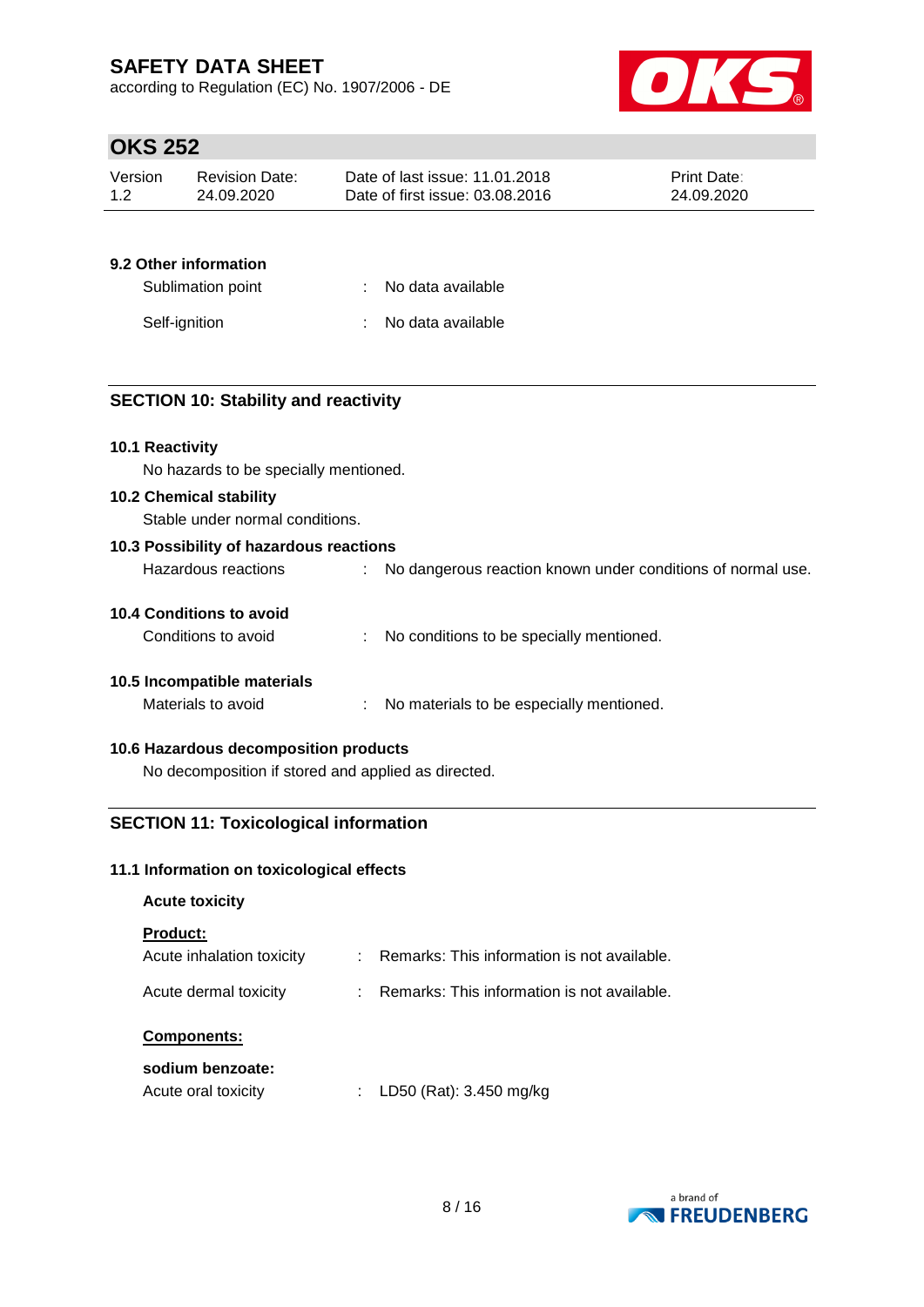### 9.2 Other information

Sublimation point : No data available

Self-ignition : No data available

## SECTION 10: Stability and reactivity

### 10.1 Reactivity

No hazards to be specially mentioned.

### 10.2 Chemical stability

Stable under normal conditions.

### 10.3 Possibility of hazardous reactions

Hazardous reactions : No dangerous reaction known under conditions of normal use.

### 10.4 Conditions to avoid

Conditions to avoid : No conditions to be specially mentioned.

### 10.5 Incompatible materials

Materials to avoid : No materials to be especially mentioned.

### 10.6 Hazardous decomposition products

No decomposition if stored and applied as directed.

## SECTION 11: Toxicological information

### 11.1 Information on toxicological effects

**Acute toxicity**

**Product:**

Acute inhalation toxicity : Remarks: This information is not available.

Acute dermal toxicity : Remarks: This information is not available.

**Components:**

**sodium benzoate:**

Acute oral toxicity : LD50 (Rat): 3.450 mg/kg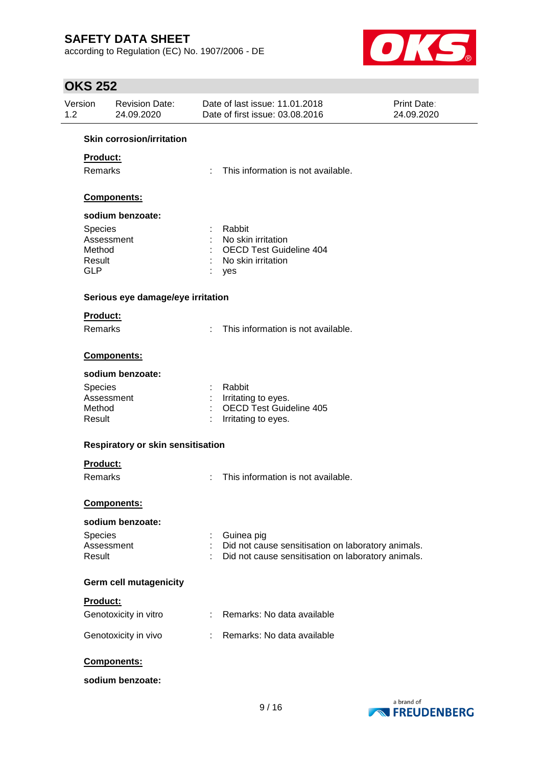**Skin corrosion/irritation**

**Product:**

Remarks : This information is not available.

**Components:**

**sodium benzoate:**

| | |
|---|---|
| Species | : Rabbit |
| Assessment | : No skin irritation |
| Method | : OECD Test Guideline 404 |
| Result | : No skin irritation |
| GLP | : yes |

**Serious eye damage/eye irritation**

**Product:**

Remarks : This information is not available.

**Components:**

**sodium benzoate:**

| | |
|---|---|
| Species | : Rabbit |
| Assessment | : Irritating to eyes. |
| Method | : OECD Test Guideline 405 |
| Result | : Irritating to eyes. |

**Respiratory or skin sensitisation**

**Product:**

Remarks : This information is not available.

**Components:**

**sodium benzoate:**

| | |
|---|---|
| Species | : Guinea pig |
| Assessment | : Did not cause sensitisation on laboratory animals. |
| Result | : Did not cause sensitisation on laboratory animals. |

**Germ cell mutagenicity**

**Product:**

Genotoxicity in vitro : Remarks: No data available

Genotoxicity in vivo : Remarks: No data available

**Components:**

**sodium benzoate:**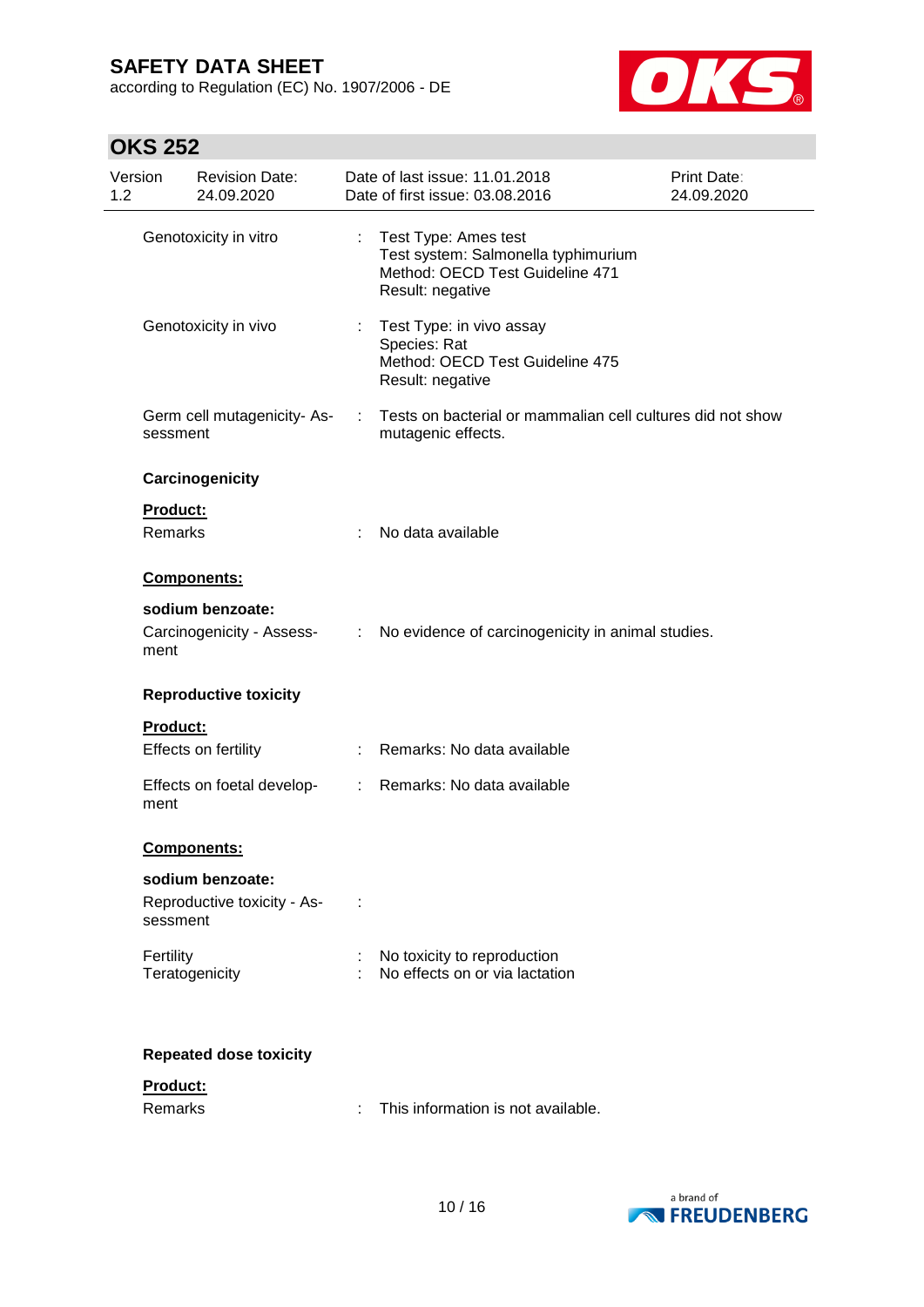Genotoxicity in vitro : Test Type: Ames test
Test system: Salmonella typhimurium
Method: OECD Test Guideline 471
Result: negative

Genotoxicity in vivo : Test Type: in vivo assay
Species: Rat
Method: OECD Test Guideline 475
Result: negative

Germ cell mutagenicity- Assessment : Tests on bacterial or mammalian cell cultures did not show mutagenic effects.

**Carcinogenicity**

**Product:**

Remarks : No data available

**Components:**

**sodium benzoate:**

Carcinogenicity - Assessment : No evidence of carcinogenicity in animal studies.

**Reproductive toxicity**

**Product:**

Effects on fertility : Remarks: No data available

Effects on foetal development : Remarks: No data available

**Components:**

**sodium benzoate:**

Reproductive toxicity - Assessment :

Fertility : No toxicity to reproduction
Teratogenicity : No effects on or via lactation

**Repeated dose toxicity**

**Product:**

Remarks : This information is not available.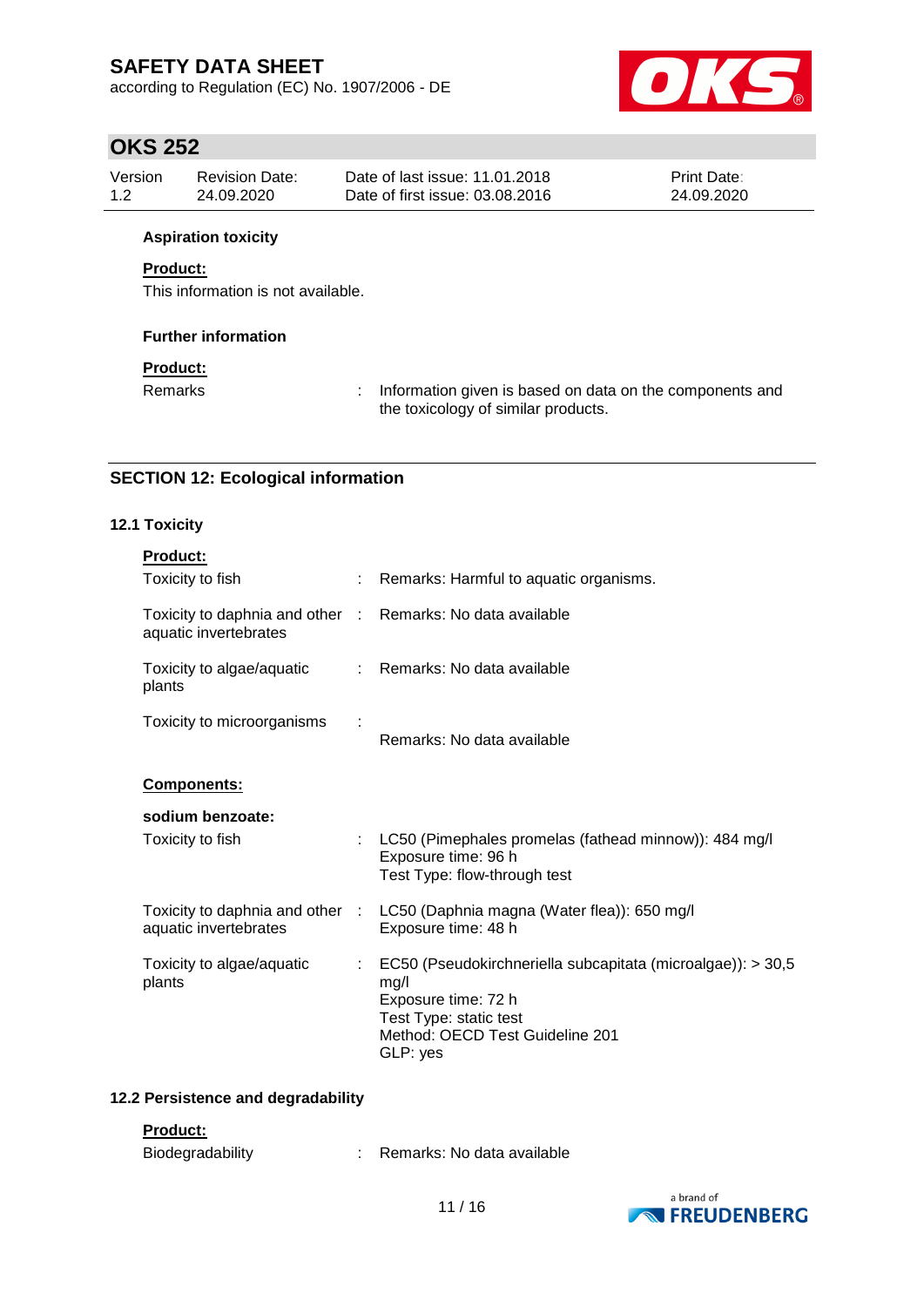**Aspiration toxicity**

**Product:**

This information is not available.

**Further information**

**Product:**

Remarks : Information given is based on data on the components and the toxicology of similar products.

## SECTION 12: Ecological information

### 12.1 Toxicity

**Product:**

| | | |
|---|---|---|
| Toxicity to fish | : | Remarks: Harmful to aquatic organisms. |
| Toxicity to daphnia and other aquatic invertebrates | : | Remarks: No data available |
| Toxicity to algae/aquatic plants | : | Remarks: No data available |
| Toxicity to microorganisms | : | Remarks: No data available |

**Components:**

**sodium benzoate:**

| | | |
|---|---|---|
| Toxicity to fish | : | LC50 (Pimephales promelas (fathead minnow)): 484 mg/l<br>Exposure time: 96 h<br>Test Type: flow-through test |
| Toxicity to daphnia and other aquatic invertebrates | : | LC50 (Daphnia magna (Water flea)): 650 mg/l<br>Exposure time: 48 h |
| Toxicity to algae/aquatic plants | : | EC50 (Pseudokirchneriella subcapitata (microalgae)): > 30,5 mg/l<br>Exposure time: 72 h<br>Test Type: static test<br>Method: OECD Test Guideline 201<br>GLP: yes |

### 12.2 Persistence and degradability

**Product:**

Biodegradability : Remarks: No data available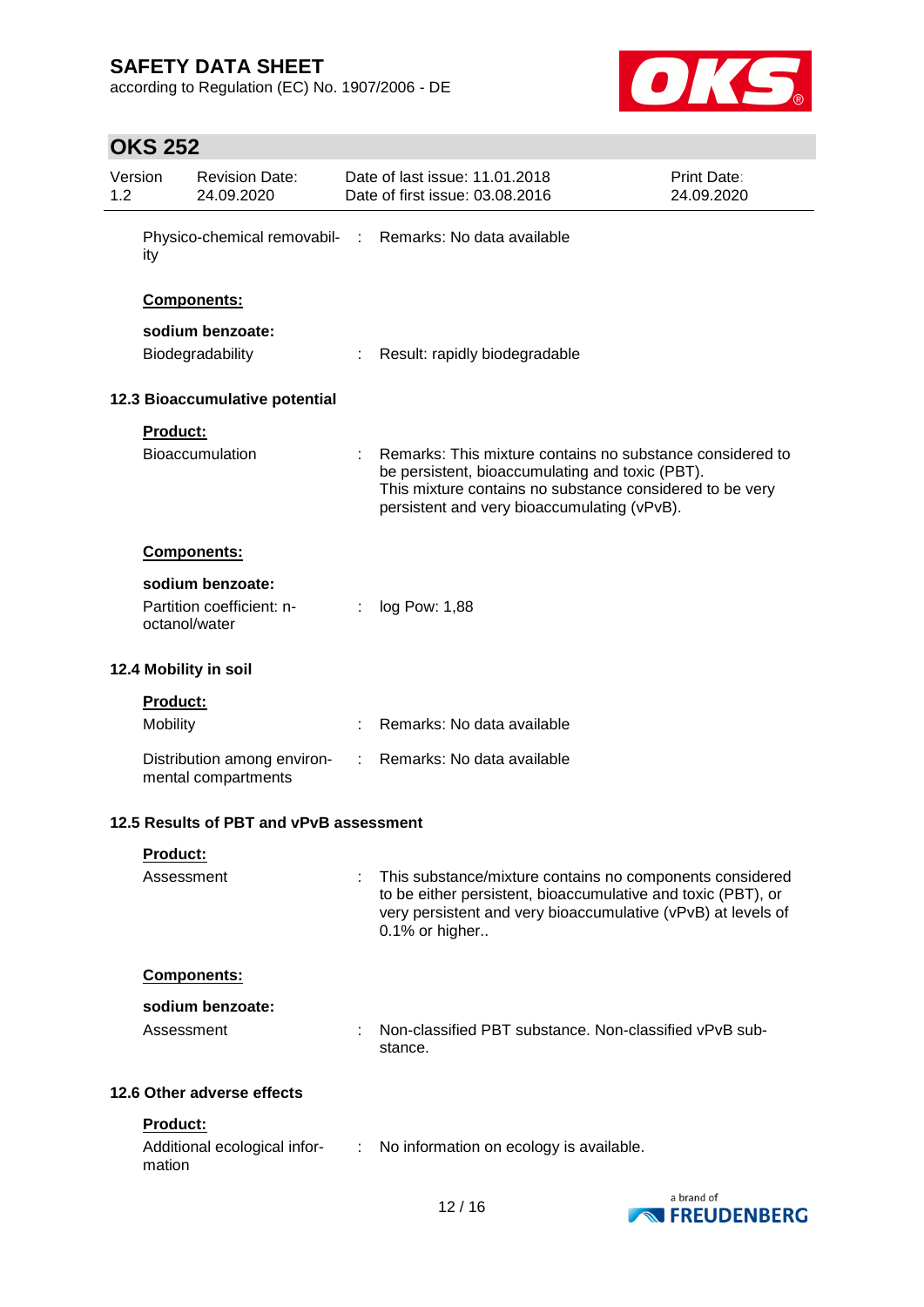| | | |
|---|---|---|
| Physico-chemical removability | : | Remarks: No data available |

**Components:**

**sodium benzoate:**

| | | |
|---|---|---|
| Biodegradability | : | Result: rapidly biodegradable |

### 12.3 Bioaccumulative potential

**Product:**

| | | |
|---|---|---|
| Bioaccumulation | : | Remarks: This mixture contains no substance considered to be persistent, bioaccumulating and toxic (PBT). This mixture contains no substance considered to be very persistent and very bioaccumulating (vPvB). |

**Components:**

**sodium benzoate:**

| | | |
|---|---|---|
| Partition coefficient: n-octanol/water | : | log Pow: 1,88 |

### 12.4 Mobility in soil

**Product:**

| | | |
|---|---|---|
| Mobility | : | Remarks: No data available |
| Distribution among environmental compartments | : | Remarks: No data available |

### 12.5 Results of PBT and vPvB assessment

**Product:**

| | | |
|---|---|---|
| Assessment | : | This substance/mixture contains no components considered to be either persistent, bioaccumulative and toxic (PBT), or very persistent and very bioaccumulative (vPvB) at levels of 0.1% or higher.. |

**Components:**

**sodium benzoate:**

| | | |
|---|---|---|
| Assessment | : | Non-classified PBT substance. Non-classified vPvB substance. |

### 12.6 Other adverse effects

**Product:**

| | | |
|---|---|---|
| Additional ecological information | : | No information on ecology is available. |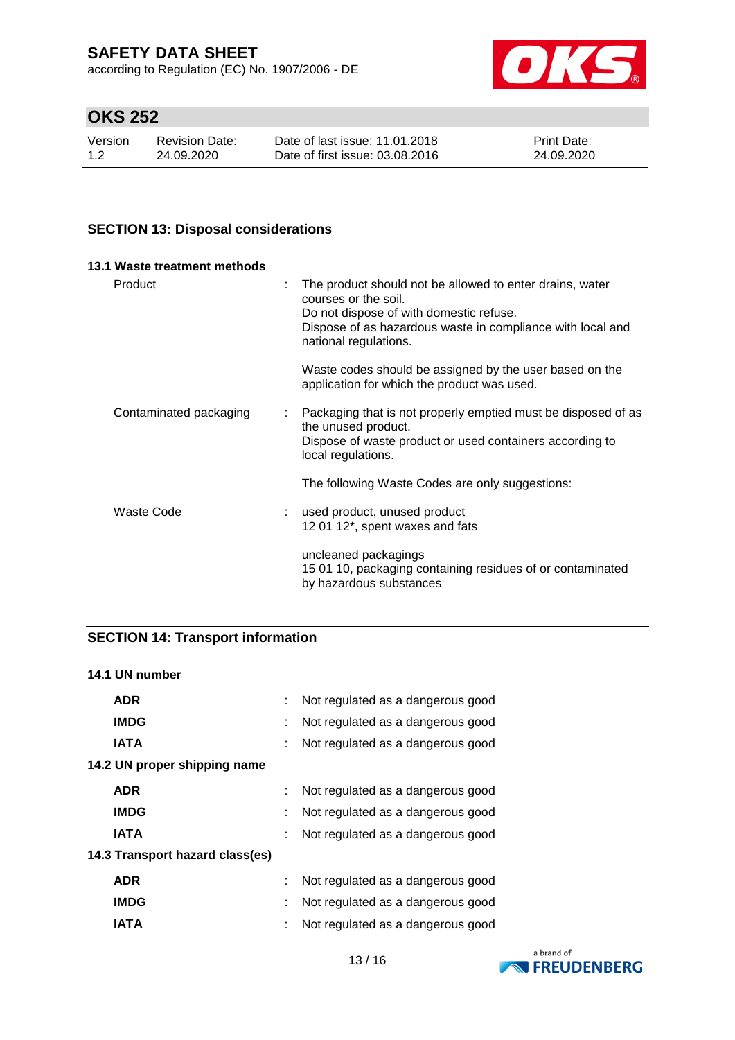## SECTION 13: Disposal considerations

### 13.1 Waste treatment methods

| | |
|---|---|
| Product | : The product should not be allowed to enter drains, water courses or the soil.<br>Do not dispose of with domestic refuse.<br>Dispose of as hazardous waste in compliance with local and national regulations.<br><br>Waste codes should be assigned by the user based on the application for which the product was used. |
| Contaminated packaging | : Packaging that is not properly emptied must be disposed of as the unused product.<br>Dispose of waste product or used containers according to local regulations.<br><br>The following Waste Codes are only suggestions: |
| Waste Code | : used product, unused product<br>12 01 12*, spent waxes and fats<br><br>uncleaned packagings<br>15 01 10, packaging containing residues of or contaminated by hazardous substances |

## SECTION 14: Transport information

### 14.1 UN number

| | |
|---|---|
| **ADR** | : Not regulated as a dangerous good |
| **IMDG** | : Not regulated as a dangerous good |
| **IATA** | : Not regulated as a dangerous good |

### 14.2 UN proper shipping name

| | |
|---|---|
| **ADR** | : Not regulated as a dangerous good |
| **IMDG** | : Not regulated as a dangerous good |
| **IATA** | : Not regulated as a dangerous good |

### 14.3 Transport hazard class(es)

| | |
|---|---|
| **ADR** | : Not regulated as a dangerous good |
| **IMDG** | : Not regulated as a dangerous good |
| **IATA** | : Not regulated as a dangerous good |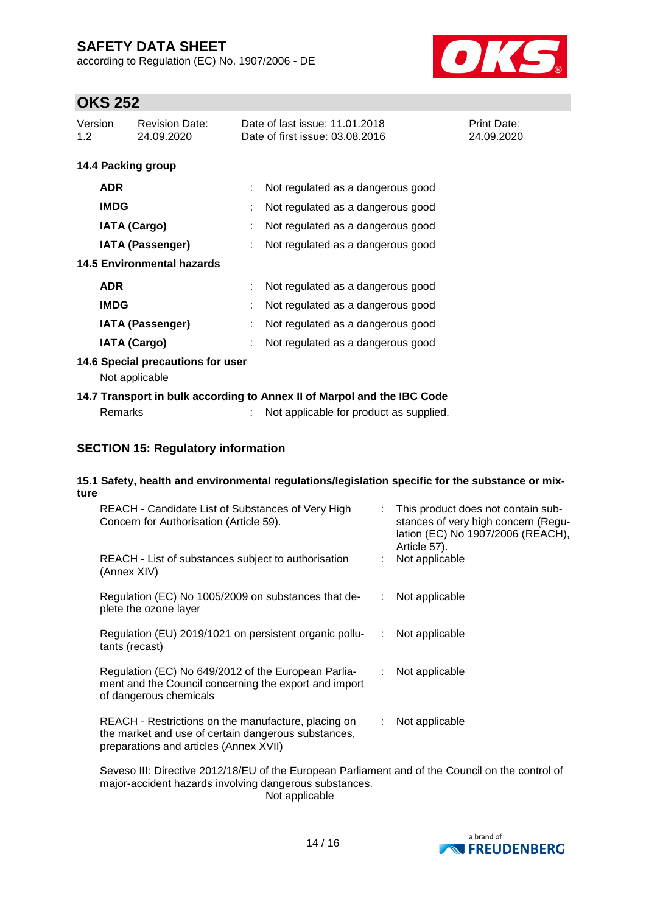### 14.4 Packing group

| | | |
|---|---|---|
| **ADR** | : | Not regulated as a dangerous good |
| **IMDG** | : | Not regulated as a dangerous good |
| **IATA (Cargo)** | : | Not regulated as a dangerous good |
| **IATA (Passenger)** | : | Not regulated as a dangerous good |

### 14.5 Environmental hazards

| | | |
|---|---|---|
| **ADR** | : | Not regulated as a dangerous good |
| **IMDG** | : | Not regulated as a dangerous good |
| **IATA (Passenger)** | : | Not regulated as a dangerous good |
| **IATA (Cargo)** | : | Not regulated as a dangerous good |

### 14.6 Special precautions for user

Not applicable

### 14.7 Transport in bulk according to Annex II of Marpol and the IBC Code

Remarks : Not applicable for product as supplied.

## SECTION 15: Regulatory information

### 15.1 Safety, health and environmental regulations/legislation specific for the substance or mixture

| | | |
|---|---|---|
| REACH - Candidate List of Substances of Very High Concern for Authorisation (Article 59). | : | This product does not contain substances of very high concern (Regulation (EC) No 1907/2006 (REACH), Article 57). |
| REACH - List of substances subject to authorisation (Annex XIV) | : | Not applicable |
| Regulation (EC) No 1005/2009 on substances that deplete the ozone layer | : | Not applicable |
| Regulation (EU) 2019/1021 on persistent organic pollutants (recast) | : | Not applicable |
| Regulation (EC) No 649/2012 of the European Parliament and the Council concerning the export and import of dangerous chemicals | : | Not applicable |
| REACH - Restrictions on the manufacture, placing on the market and use of certain dangerous substances, preparations and articles (Annex XVII) | : | Not applicable |

Seveso III: Directive 2012/18/EU of the European Parliament and of the Council on the control of major-accident hazards involving dangerous substances.
Not applicable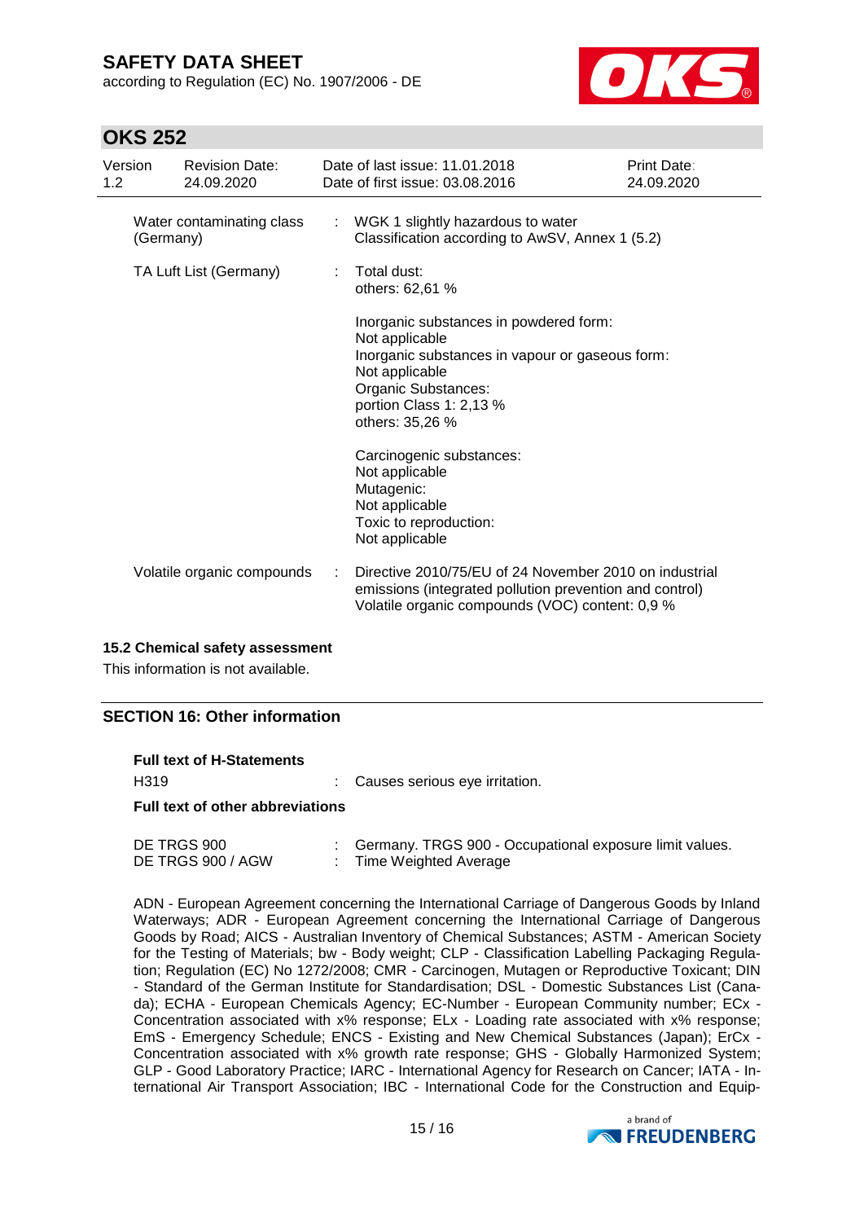| | | |
|---|---|---|
| Water contaminating class (Germany) | : | WGK 1 slightly hazardous to water<br>Classification according to AwSV, Annex 1 (5.2) |
| TA Luft List (Germany) | : | Total dust:<br>others: 62,61 %<br><br>Inorganic substances in powdered form:<br>Not applicable<br>Inorganic substances in vapour or gaseous form:<br>Not applicable<br>Organic Substances:<br>portion Class 1: 2,13 %<br>others: 35,26 %<br><br>Carcinogenic substances:<br>Not applicable<br>Mutagenic:<br>Not applicable<br>Toxic to reproduction:<br>Not applicable |
| Volatile organic compounds | : | Directive 2010/75/EU of 24 November 2010 on industrial emissions (integrated pollution prevention and control)<br>Volatile organic compounds (VOC) content: 0,9 % |

### 15.2 Chemical safety assessment

This information is not available.

## SECTION 16: Other information

**Full text of H-Statements**

H319 : Causes serious eye irritation.

**Full text of other abbreviations**

| | | |
|---|---|---|
| DE TRGS 900 | : | Germany. TRGS 900 - Occupational exposure limit values. |
| DE TRGS 900 / AGW | : | Time Weighted Average |

ADN - European Agreement concerning the International Carriage of Dangerous Goods by Inland Waterways; ADR - European Agreement concerning the International Carriage of Dangerous Goods by Road; AICS - Australian Inventory of Chemical Substances; ASTM - American Society for the Testing of Materials; bw - Body weight; CLP - Classification Labelling Packaging Regulation; Regulation (EC) No 1272/2008; CMR - Carcinogen, Mutagen or Reproductive Toxicant; DIN - Standard of the German Institute for Standardisation; DSL - Domestic Substances List (Canada); ECHA - European Chemicals Agency; EC-Number - European Community number; ECx - Concentration associated with x% response; ELx - Loading rate associated with x% response; EmS - Emergency Schedule; ENCS - Existing and New Chemical Substances (Japan); ErCx - Concentration associated with x% growth rate response; GHS - Globally Harmonized System; GLP - Good Laboratory Practice; IARC - International Agency for Research on Cancer; IATA - International Air Transport Association; IBC - International Code for the Construction and Equip-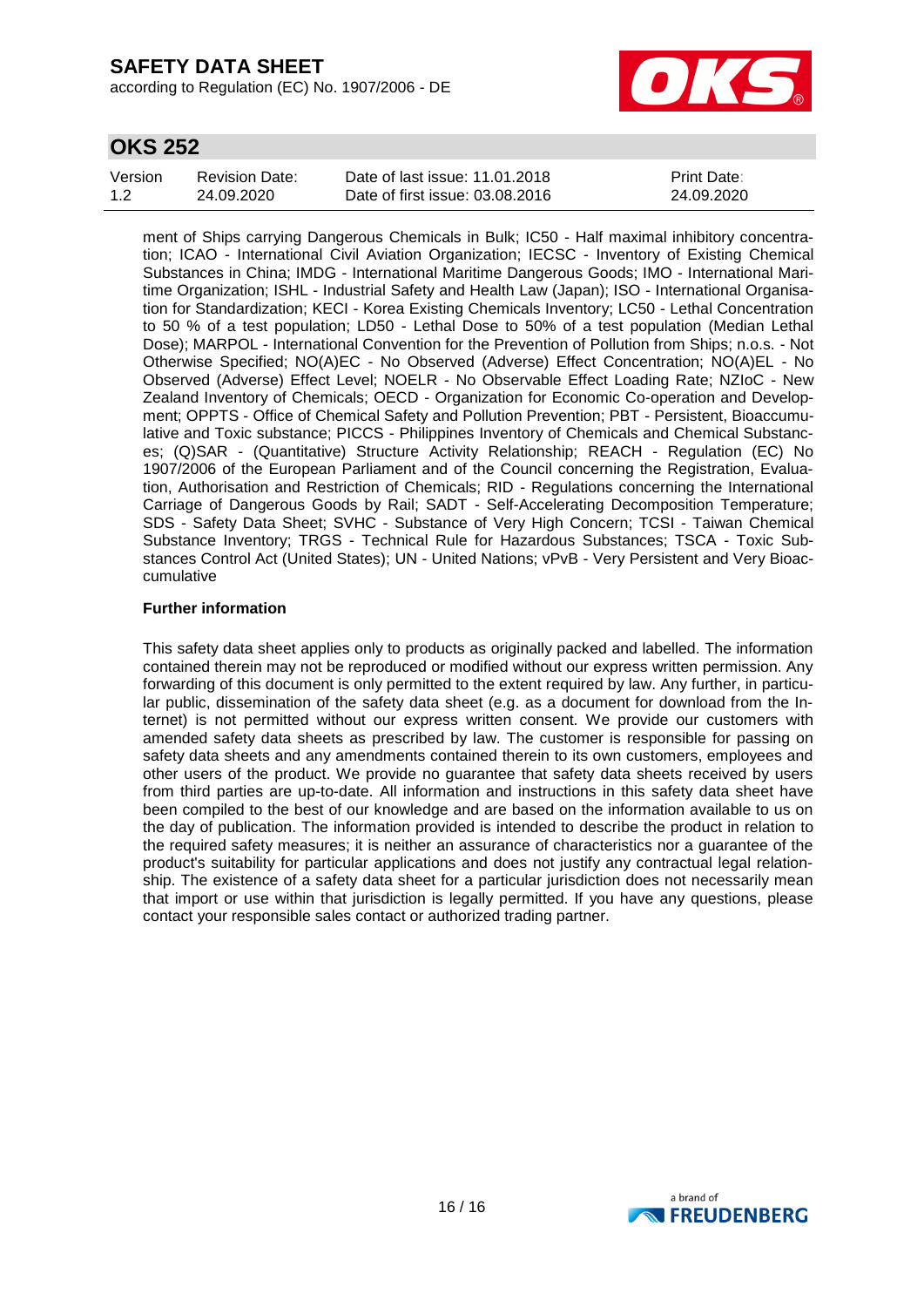ment of Ships carrying Dangerous Chemicals in Bulk; IC50 - Half maximal inhibitory concentration; ICAO - International Civil Aviation Organization; IECSC - Inventory of Existing Chemical Substances in China; IMDG - International Maritime Dangerous Goods; IMO - International Maritime Organization; ISHL - Industrial Safety and Health Law (Japan); ISO - International Organisation for Standardization; KECI - Korea Existing Chemicals Inventory; LC50 - Lethal Concentration to 50 % of a test population; LD50 - Lethal Dose to 50% of a test population (Median Lethal Dose); MARPOL - International Convention for the Prevention of Pollution from Ships; n.o.s. - Not Otherwise Specified; NO(A)EC - No Observed (Adverse) Effect Concentration; NO(A)EL - No Observed (Adverse) Effect Level; NOELR - No Observable Effect Loading Rate; NZIoC - New Zealand Inventory of Chemicals; OECD - Organization for Economic Co-operation and Development; OPPTS - Office of Chemical Safety and Pollution Prevention; PBT - Persistent, Bioaccumulative and Toxic substance; PICCS - Philippines Inventory of Chemicals and Chemical Substances; (Q)SAR - (Quantitative) Structure Activity Relationship; REACH - Regulation (EC) No 1907/2006 of the European Parliament and of the Council concerning the Registration, Evaluation, Authorisation and Restriction of Chemicals; RID - Regulations concerning the International Carriage of Dangerous Goods by Rail; SADT - Self-Accelerating Decomposition Temperature; SDS - Safety Data Sheet; SVHC - Substance of Very High Concern; TCSI - Taiwan Chemical Substance Inventory; TRGS - Technical Rule for Hazardous Substances; TSCA - Toxic Substances Control Act (United States); UN - United Nations; vPvB - Very Persistent and Very Bioaccumulative

**Further information**

This safety data sheet applies only to products as originally packed and labelled. The information contained therein may not be reproduced or modified without our express written permission. Any forwarding of this document is only permitted to the extent required by law. Any further, in particular public, dissemination of the safety data sheet (e.g. as a document for download from the Internet) is not permitted without our express written consent. We provide our customers with amended safety data sheets as prescribed by law. The customer is responsible for passing on safety data sheets and any amendments contained therein to its own customers, employees and other users of the product. We provide no guarantee that safety data sheets received by users from third parties are up-to-date. All information and instructions in this safety data sheet have been compiled to the best of our knowledge and are based on the information available to us on the day of publication. The information provided is intended to describe the product in relation to the required safety measures; it is neither an assurance of characteristics nor a guarantee of the product's suitability for particular applications and does not justify any contractual legal relationship. The existence of a safety data sheet for a particular jurisdiction does not necessarily mean that import or use within that jurisdiction is legally permitted. If you have any questions, please contact your responsible sales contact or authorized trading partner.